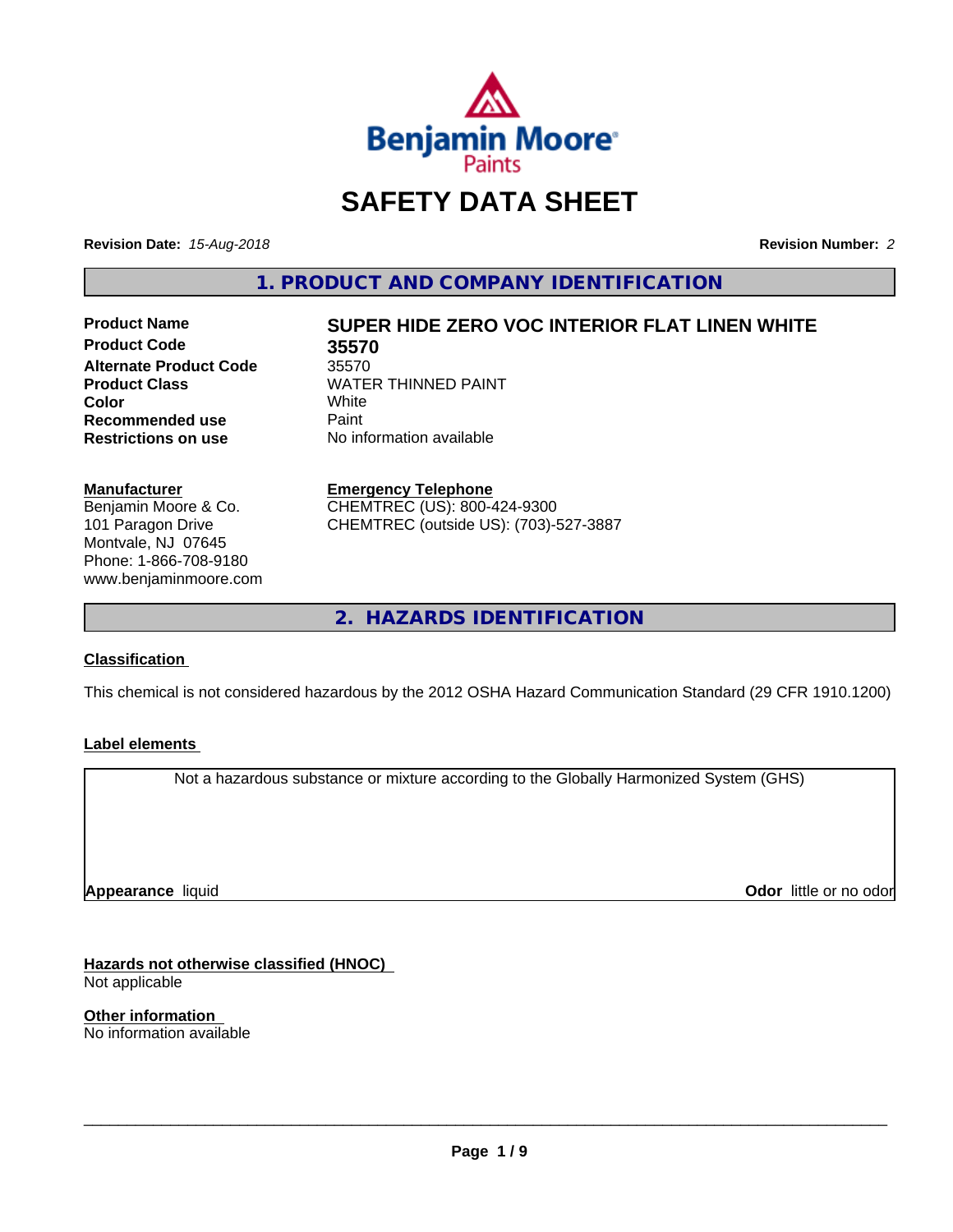# SAFETY DATA SHEET

**Revision Date:** *15-Aug-2018* **Revision Number:** *2*

## 1. PRODUCT AND COMPANY IDENTIFICATION

| | |
|---|---|
| **Product Name** | **SUPER HIDE ZERO VOC INTERIOR FLAT LINEN WHITE** |
| **Product Code** | **35570** |
| **Alternate Product Code** | 35570 |
| **Product Class** | WATER THINNED PAINT |
| **Color** | White |
| **Recommended use** | Paint |
| **Restrictions on use** | No information available |

**Manufacturer**
Benjamin Moore & Co.
101 Paragon Drive
Montvale, NJ 07645
Phone: 1-866-708-9180
www.benjaminmoore.com

**Emergency Telephone**
CHEMTREC (US): 800-424-9300
CHEMTREC (outside US): (703)-527-3887

## 2. HAZARDS IDENTIFICATION

### Classification

This chemical is not considered hazardous by the 2012 OSHA Hazard Communication Standard (29 CFR 1910.1200)

### Label elements

Not a hazardous substance or mixture according to the Globally Harmonized System (GHS)

**Appearance** liquid **Odor** little or no odor

### Hazards not otherwise classified (HNOC)

Not applicable

### Other information

No information available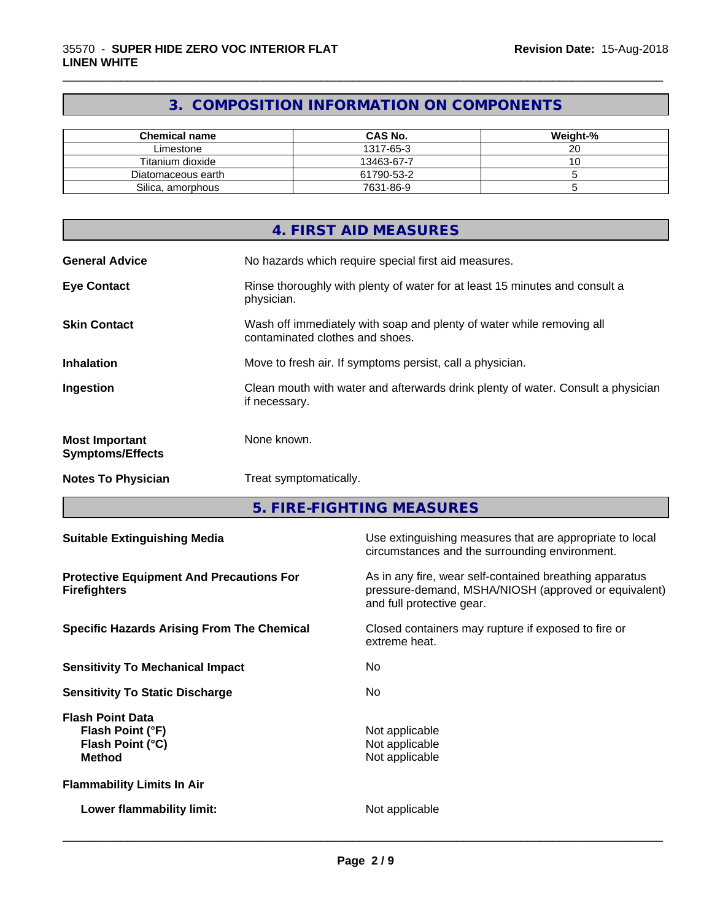## 3. COMPOSITION INFORMATION ON COMPONENTS

| Chemical name | CAS No. | Weight-% |
|---|---|---|
| Limestone | 1317-65-3 | 20 |
| Titanium dioxide | 13463-67-7 | 10 |
| Diatomaceous earth | 61790-53-2 | 5 |
| Silica, amorphous | 7631-86-9 | 5 |

## 4. FIRST AID MEASURES

**General Advice** No hazards which require special first aid measures.

**Eye Contact** Rinse thoroughly with plenty of water for at least 15 minutes and consult a physician.

**Skin Contact** Wash off immediately with soap and plenty of water while removing all contaminated clothes and shoes.

**Inhalation** Move to fresh air. If symptoms persist, call a physician.

**Ingestion** Clean mouth with water and afterwards drink plenty of water. Consult a physician if necessary.

**Most Important Symptoms/Effects** None known.

**Notes To Physician** Treat symptomatically.

## 5. FIRE-FIGHTING MEASURES

**Suitable Extinguishing Media** Use extinguishing measures that are appropriate to local circumstances and the surrounding environment.

**Protective Equipment And Precautions For Firefighters** As in any fire, wear self-contained breathing apparatus pressure-demand, MSHA/NIOSH (approved or equivalent) and full protective gear.

**Specific Hazards Arising From The Chemical** Closed containers may rupture if exposed to fire or extreme heat.

**Sensitivity To Mechanical Impact** No

**Sensitivity To Static Discharge** No

**Flash Point Data**
- **Flash Point (°F)** Not applicable
- **Flash Point (°C)** Not applicable
- **Method** Not applicable

**Flammability Limits In Air**

- **Lower flammability limit:** Not applicable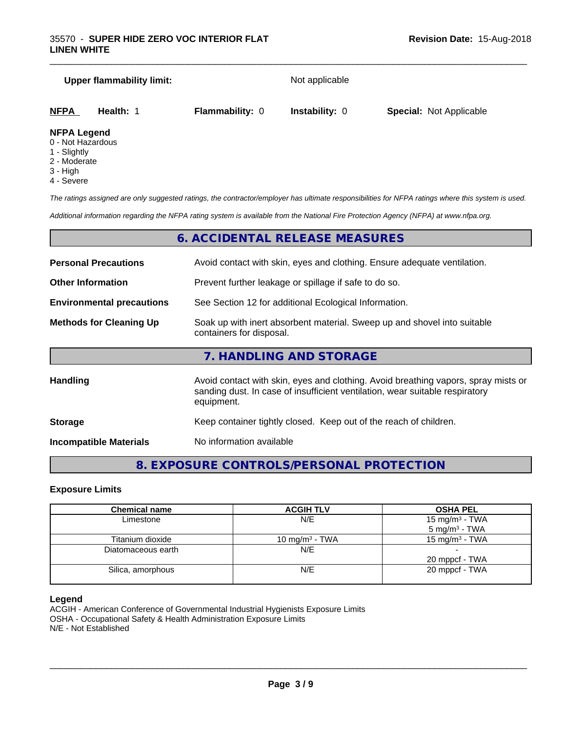**Upper flammability limit:** Not applicable

| **NFPA** | **Health:** 1 | **Flammability:** 0 | **Instability:** 0 | **Special:** Not Applicable |
|---|---|---|---|---|

**NFPA Legend**
0 - Not Hazardous
1 - Slightly
2 - Moderate
3 - High
4 - Severe

*The ratings assigned are only suggested ratings, the contractor/employer has ultimate responsibilities for NFPA ratings where this system is used.*

*Additional information regarding the NFPA rating system is available from the National Fire Protection Agency (NFPA) at www.nfpa.org.*

## 6. ACCIDENTAL RELEASE MEASURES

**Personal Precautions** Avoid contact with skin, eyes and clothing. Ensure adequate ventilation.

**Other Information** Prevent further leakage or spillage if safe to do so.

**Environmental precautions** See Section 12 for additional Ecological Information.

**Methods for Cleaning Up** Soak up with inert absorbent material. Sweep up and shovel into suitable containers for disposal.

## 7. HANDLING AND STORAGE

**Handling** Avoid contact with skin, eyes and clothing. Avoid breathing vapors, spray mists or sanding dust. In case of insufficient ventilation, wear suitable respiratory equipment.

**Storage** Keep container tightly closed. Keep out of the reach of children.

**Incompatible Materials** No information available

## 8. EXPOSURE CONTROLS/PERSONAL PROTECTION

### Exposure Limits

| Chemical name | ACGIH TLV | OSHA PEL |
|---|---|---|
| Limestone | N/E | 15 mg/m³ - TWA<br>5 mg/m³ - TWA |
| Titanium dioxide | 10 mg/m³ - TWA | 15 mg/m³ - TWA |
| Diatomaceous earth | N/E | -<br>20 mppcf - TWA |
| Silica, amorphous | N/E | 20 mppcf - TWA |

**Legend**
ACGIH - American Conference of Governmental Industrial Hygienists Exposure Limits
OSHA - Occupational Safety & Health Administration Exposure Limits
N/E - Not Established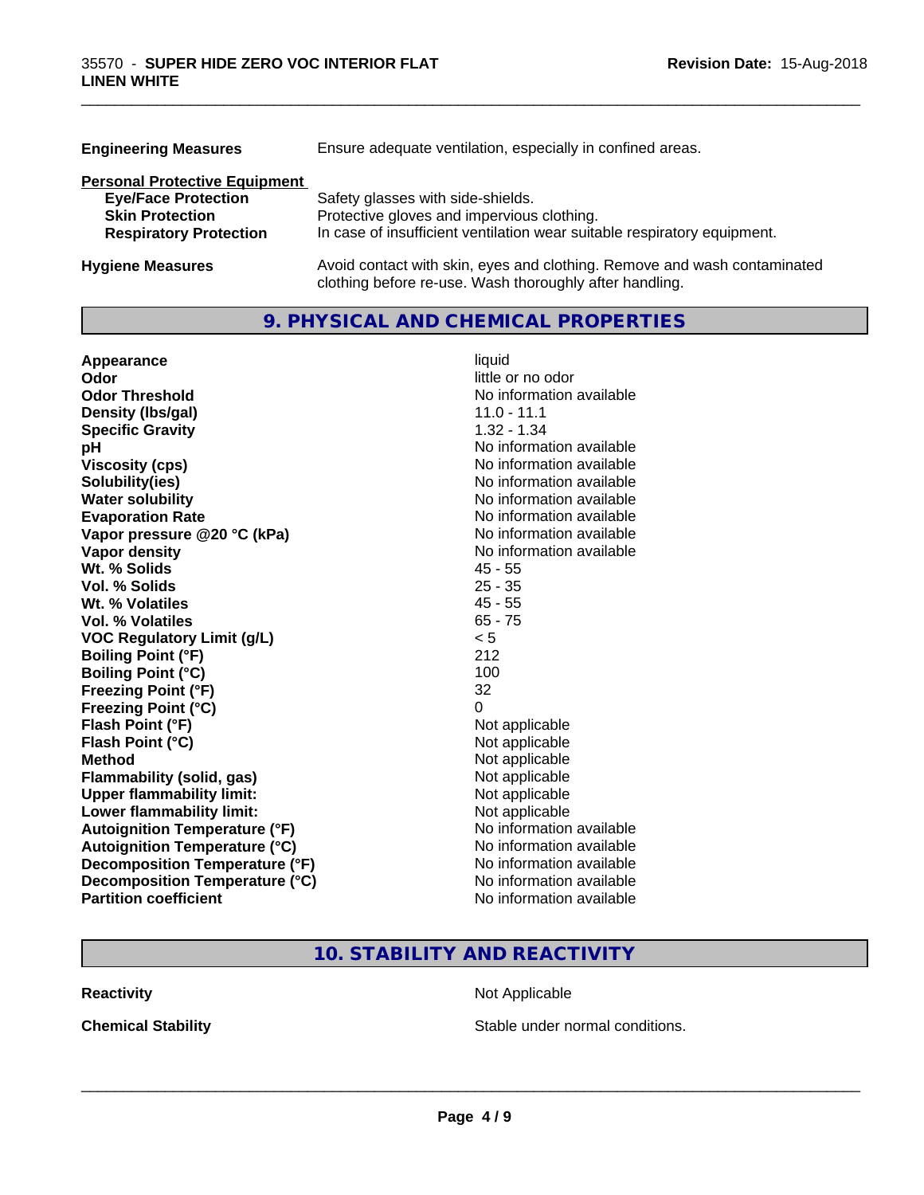| | |
|---|---|
| **Engineering Measures** | Ensure adequate ventilation, especially in confined areas. |

**Personal Protective Equipment**

| | |
|---|---|
| **Eye/Face Protection** | Safety glasses with side-shields. |
| **Skin Protection** | Protective gloves and impervious clothing. |
| **Respiratory Protection** | In case of insufficient ventilation wear suitable respiratory equipment. |

| | |
|---|---|
| **Hygiene Measures** | Avoid contact with skin, eyes and clothing. Remove and wash contaminated clothing before re-use. Wash thoroughly after handling. |

## 9. PHYSICAL AND CHEMICAL PROPERTIES

| | |
|---|---|
| **Appearance** | liquid |
| **Odor** | little or no odor |
| **Odor Threshold** | No information available |
| **Density (lbs/gal)** | 11.0 - 11.1 |
| **Specific Gravity** | 1.32 - 1.34 |
| **pH** | No information available |
| **Viscosity (cps)** | No information available |
| **Solubility(ies)** | No information available |
| **Water solubility** | No information available |
| **Evaporation Rate** | No information available |
| **Vapor pressure @20 °C (kPa)** | No information available |
| **Vapor density** | No information available |
| **Wt. % Solids** | 45 - 55 |
| **Vol. % Solids** | 25 - 35 |
| **Wt. % Volatiles** | 45 - 55 |
| **Vol. % Volatiles** | 65 - 75 |
| **VOC Regulatory Limit (g/L)** | < 5 |
| **Boiling Point (°F)** | 212 |
| **Boiling Point (°C)** | 100 |
| **Freezing Point (°F)** | 32 |
| **Freezing Point (°C)** | 0 |
| **Flash Point (°F)** | Not applicable |
| **Flash Point (°C)** | Not applicable |
| **Method** | Not applicable |
| **Flammability (solid, gas)** | Not applicable |
| **Upper flammability limit:** | Not applicable |
| **Lower flammability limit:** | Not applicable |
| **Autoignition Temperature (°F)** | No information available |
| **Autoignition Temperature (°C)** | No information available |
| **Decomposition Temperature (°F)** | No information available |
| **Decomposition Temperature (°C)** | No information available |
| **Partition coefficient** | No information available |

## 10. STABILITY AND REACTIVITY

| | |
|---|---|
| **Reactivity** | Not Applicable |
| **Chemical Stability** | Stable under normal conditions. |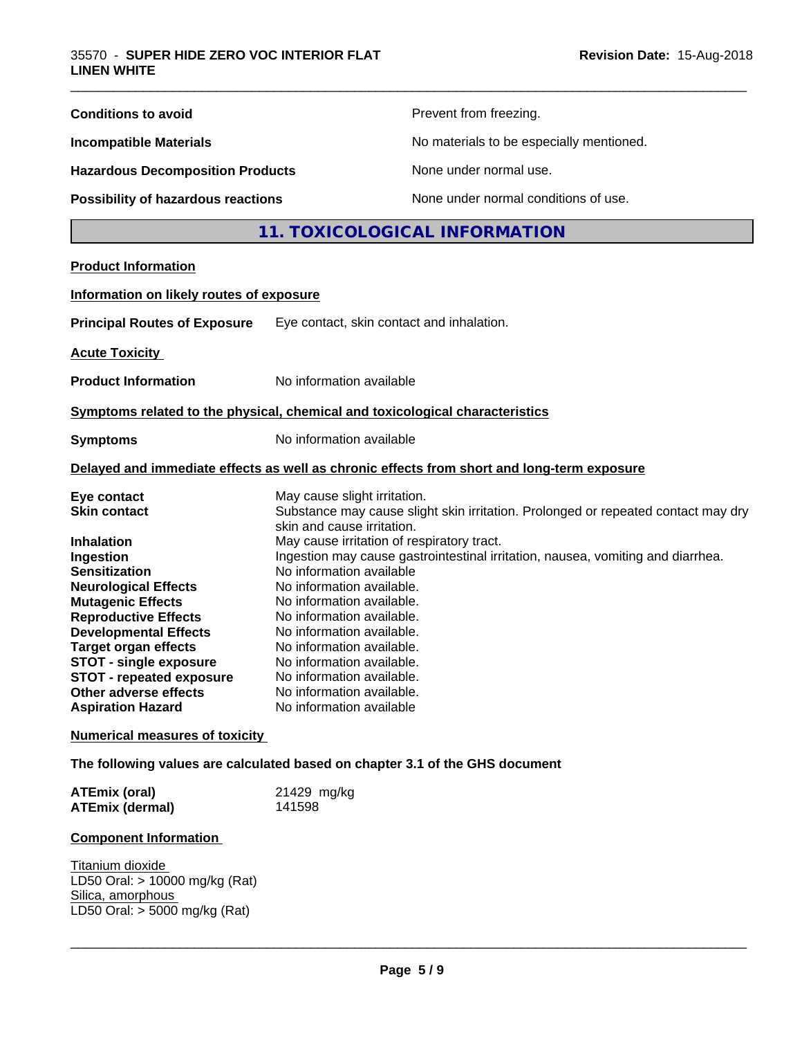| | |
|---|---|
| **Conditions to avoid** | Prevent from freezing. |
| **Incompatible Materials** | No materials to be especially mentioned. |
| **Hazardous Decomposition Products** | None under normal use. |
| **Possibility of hazardous reactions** | None under normal conditions of use. |

## 11. TOXICOLOGICAL INFORMATION

**Product Information**

**Information on likely routes of exposure**

**Principal Routes of Exposure** Eye contact, skin contact and inhalation.

**Acute Toxicity**

**Product Information** No information available

**Symptoms related to the physical, chemical and toxicological characteristics**

**Symptoms** No information available

**Delayed and immediate effects as well as chronic effects from short and long-term exposure**

| | |
|---|---|
| **Eye contact** | May cause slight irritation. |
| **Skin contact** | Substance may cause slight skin irritation. Prolonged or repeated contact may dry skin and cause irritation. |
| **Inhalation** | May cause irritation of respiratory tract. |
| **Ingestion** | Ingestion may cause gastrointestinal irritation, nausea, vomiting and diarrhea. |
| **Sensitization** | No information available |
| **Neurological Effects** | No information available. |
| **Mutagenic Effects** | No information available. |
| **Reproductive Effects** | No information available. |
| **Developmental Effects** | No information available. |
| **Target organ effects** | No information available. |
| **STOT - single exposure** | No information available. |
| **STOT - repeated exposure** | No information available. |
| **Other adverse effects** | No information available. |
| **Aspiration Hazard** | No information available |

**Numerical measures of toxicity**

**The following values are calculated based on chapter 3.1 of the GHS document**

| | |
|---|---|
| **ATEmix (oral)** | 21429 mg/kg |
| **ATEmix (dermal)** | 141598 |

**Component Information**

Titanium dioxide
LD50 Oral: > 10000 mg/kg (Rat)
Silica, amorphous
LD50 Oral: > 5000 mg/kg (Rat)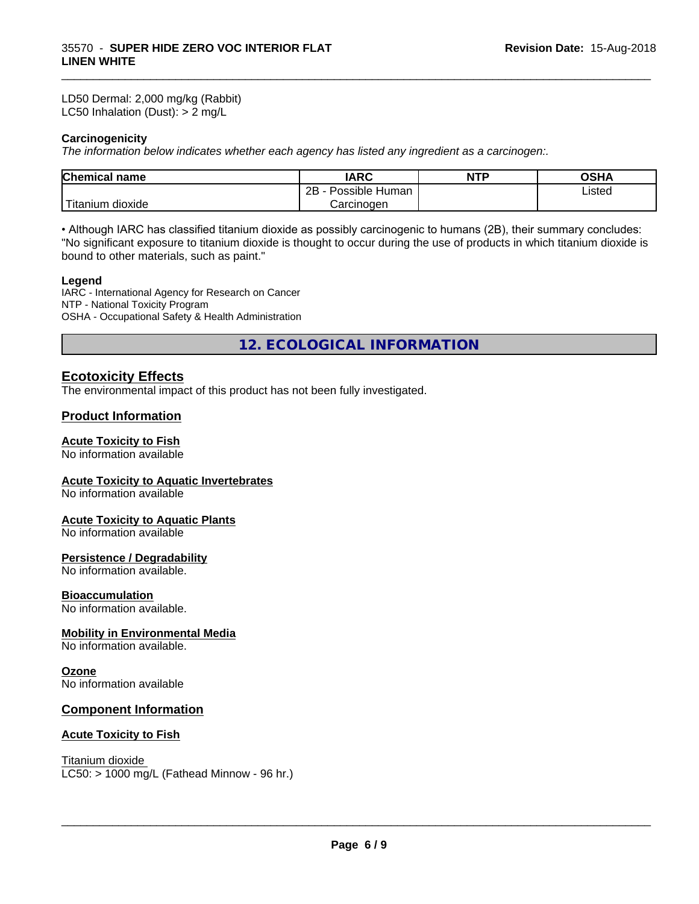LD50 Dermal: 2,000 mg/kg (Rabbit)
LC50 Inhalation (Dust): > 2 mg/L

**Carcinogenicity**

*The information below indicates whether each agency has listed any ingredient as a carcinogen:.*

| Chemical name | IARC | NTP | OSHA |
|---|---|---|---|
| Titanium dioxide | 2B - Possible Human Carcinogen | | Listed |

• Although IARC has classified titanium dioxide as possibly carcinogenic to humans (2B), their summary concludes: "No significant exposure to titanium dioxide is thought to occur during the use of products in which titanium dioxide is bound to other materials, such as paint."

**Legend**

IARC - International Agency for Research on Cancer
NTP - National Toxicity Program
OSHA - Occupational Safety & Health Administration

## 12. ECOLOGICAL INFORMATION

### Ecotoxicity Effects

The environmental impact of this product has not been fully investigated.

### Product Information

**Acute Toxicity to Fish**

No information available

**Acute Toxicity to Aquatic Invertebrates**

No information available

**Acute Toxicity to Aquatic Plants**

No information available

**Persistence / Degradability**

No information available.

**Bioaccumulation**

No information available.

**Mobility in Environmental Media**

No information available.

**Ozone**

No information available

### Component Information

**Acute Toxicity to Fish**

Titanium dioxide
LC50: > 1000 mg/L (Fathead Minnow - 96 hr.)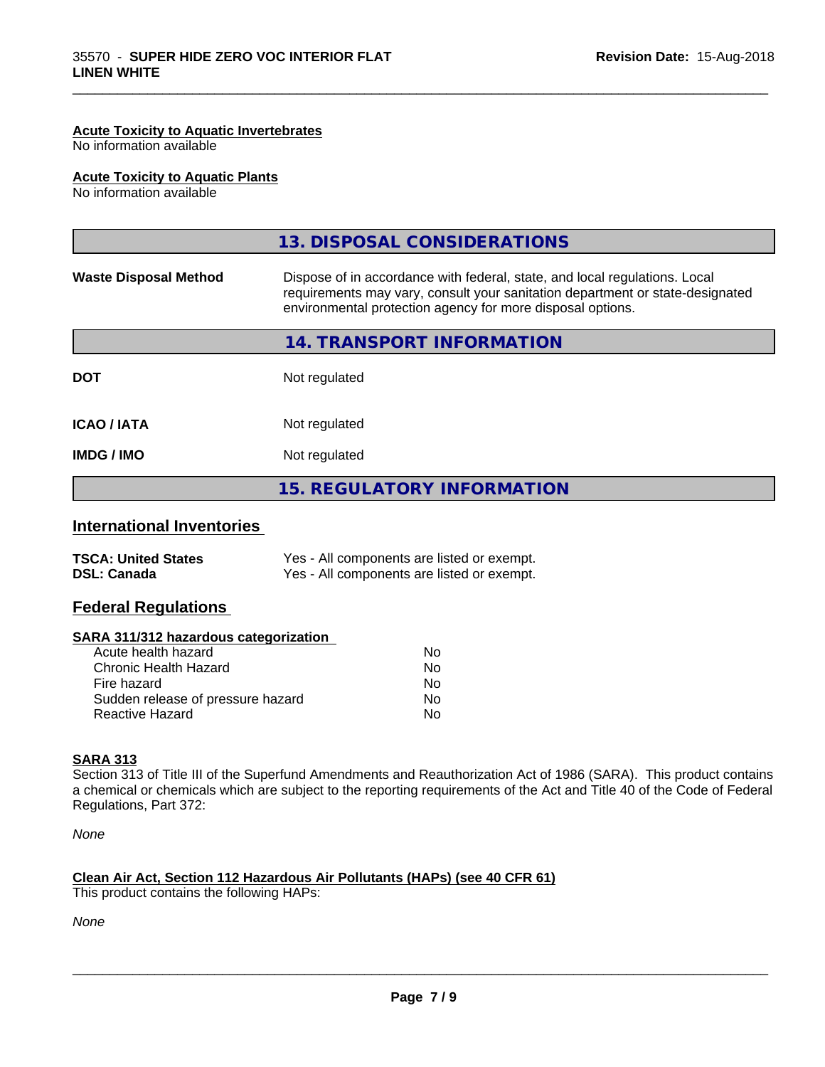**Acute Toxicity to Aquatic Invertebrates**
No information available

**Acute Toxicity to Aquatic Plants**
No information available

## 13. DISPOSAL CONSIDERATIONS

| | |
|---|---|
| **Waste Disposal Method** | Dispose of in accordance with federal, state, and local regulations. Local requirements may vary, consult your sanitation department or state-designated environmental protection agency for more disposal options. |

## 14. TRANSPORT INFORMATION

| | |
|---|---|
| **DOT** | Not regulated |
| **ICAO / IATA** | Not regulated |
| **IMDG / IMO** | Not regulated |

## 15. REGULATORY INFORMATION

### International Inventories

| | |
|---|---|
| **TSCA: United States** | Yes - All components are listed or exempt. |
| **DSL: Canada** | Yes - All components are listed or exempt. |

### Federal Regulations

**SARA 311/312 hazardous categorization**

| | |
|---|---|
| Acute health hazard | No |
| Chronic Health Hazard | No |
| Fire hazard | No |
| Sudden release of pressure hazard | No |
| Reactive Hazard | No |

**SARA 313**
Section 313 of Title III of the Superfund Amendments and Reauthorization Act of 1986 (SARA). This product contains a chemical or chemicals which are subject to the reporting requirements of the Act and Title 40 of the Code of Federal Regulations, Part 372:

*None*

**Clean Air Act, Section 112 Hazardous Air Pollutants (HAPs) (see 40 CFR 61)**
This product contains the following HAPs:

*None*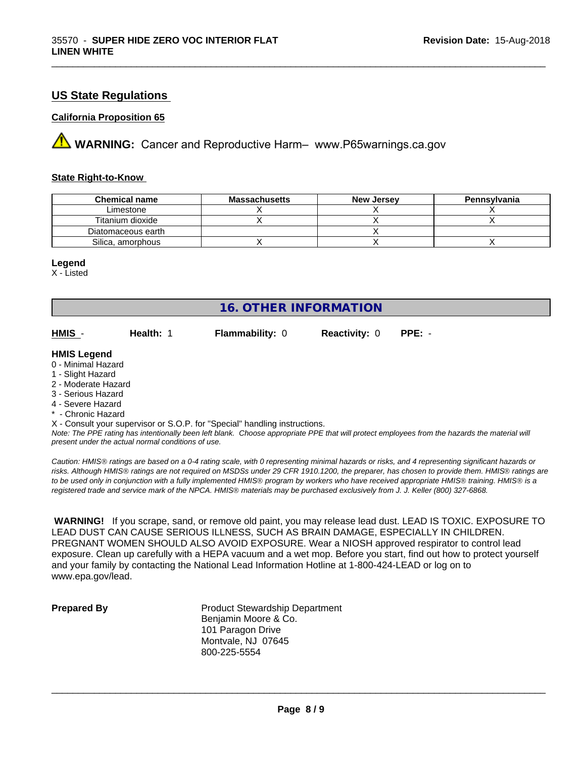## US State Regulations

### California Proposition 65

**WARNING:** Cancer and Reproductive Harm– www.P65warnings.ca.gov

### State Right-to-Know

| Chemical name | Massachusetts | New Jersey | Pennsylvania |
|---|---|---|---|
| Limestone | X | X | X |
| Titanium dioxide | X | X | X |
| Diatomaceous earth | | X | |
| Silica, amorphous | X | X | X |

**Legend**
X - Listed

## 16. OTHER INFORMATION

**HMIS** - **Health:** 1 **Flammability:** 0 **Reactivity:** 0 **PPE:** -

**HMIS Legend**
0 - Minimal Hazard
1 - Slight Hazard
2 - Moderate Hazard
3 - Serious Hazard
4 - Severe Hazard
* - Chronic Hazard
X - Consult your supervisor or S.O.P. for "Special" handling instructions.

*Note: The PPE rating has intentionally been left blank. Choose appropriate PPE that will protect employees from the hazards the material will present under the actual normal conditions of use.*

*Caution: HMIS® ratings are based on a 0-4 rating scale, with 0 representing minimal hazards or risks, and 4 representing significant hazards or risks. Although HMIS® ratings are not required on MSDSs under 29 CFR 1910.1200, the preparer, has chosen to provide them. HMIS® ratings are to be used only in conjunction with a fully implemented HMIS® program by workers who have received appropriate HMIS® training. HMIS® is a registered trade and service mark of the NPCA. HMIS® materials may be purchased exclusively from J. J. Keller (800) 327-6868.*

**WARNING!** If you scrape, sand, or remove old paint, you may release lead dust. LEAD IS TOXIC. EXPOSURE TO LEAD DUST CAN CAUSE SERIOUS ILLNESS, SUCH AS BRAIN DAMAGE, ESPECIALLY IN CHILDREN. PREGNANT WOMEN SHOULD ALSO AVOID EXPOSURE. Wear a NIOSH approved respirator to control lead exposure. Clean up carefully with a HEPA vacuum and a wet mop. Before you start, find out how to protect yourself and your family by contacting the National Lead Information Hotline at 1-800-424-LEAD or log on to www.epa.gov/lead.

**Prepared By**

Product Stewardship Department
Benjamin Moore & Co.
101 Paragon Drive
Montvale, NJ 07645
800-225-5554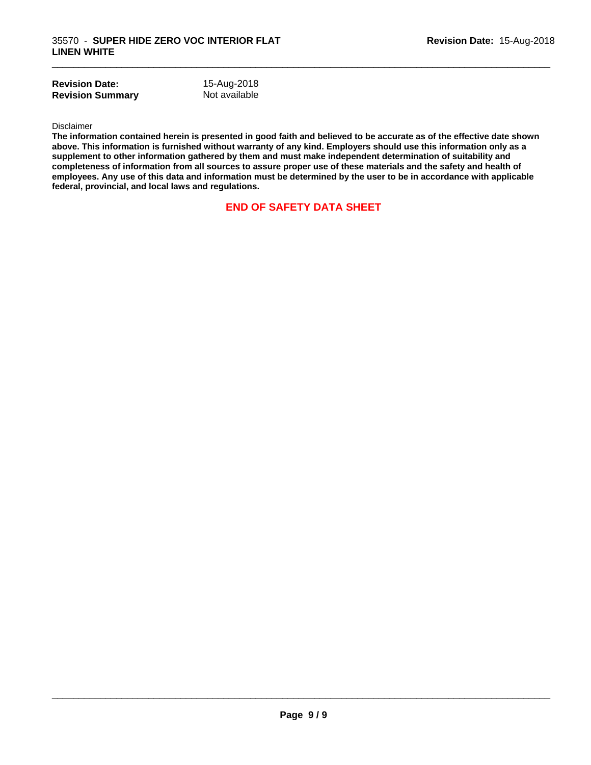| | |
|---|---|
| **Revision Date:** | 15-Aug-2018 |
| **Revision Summary** | Not available |

Disclaimer

**The information contained herein is presented in good faith and believed to be accurate as of the effective date shown above. This information is furnished without warranty of any kind. Employers should use this information only as a supplement to other information gathered by them and must make independent determination of suitability and completeness of information from all sources to assure proper use of these materials and the safety and health of employees. Any use of this data and information must be determined by the user to be in accordance with applicable federal, provincial, and local laws and regulations.**

**END OF SAFETY DATA SHEET**